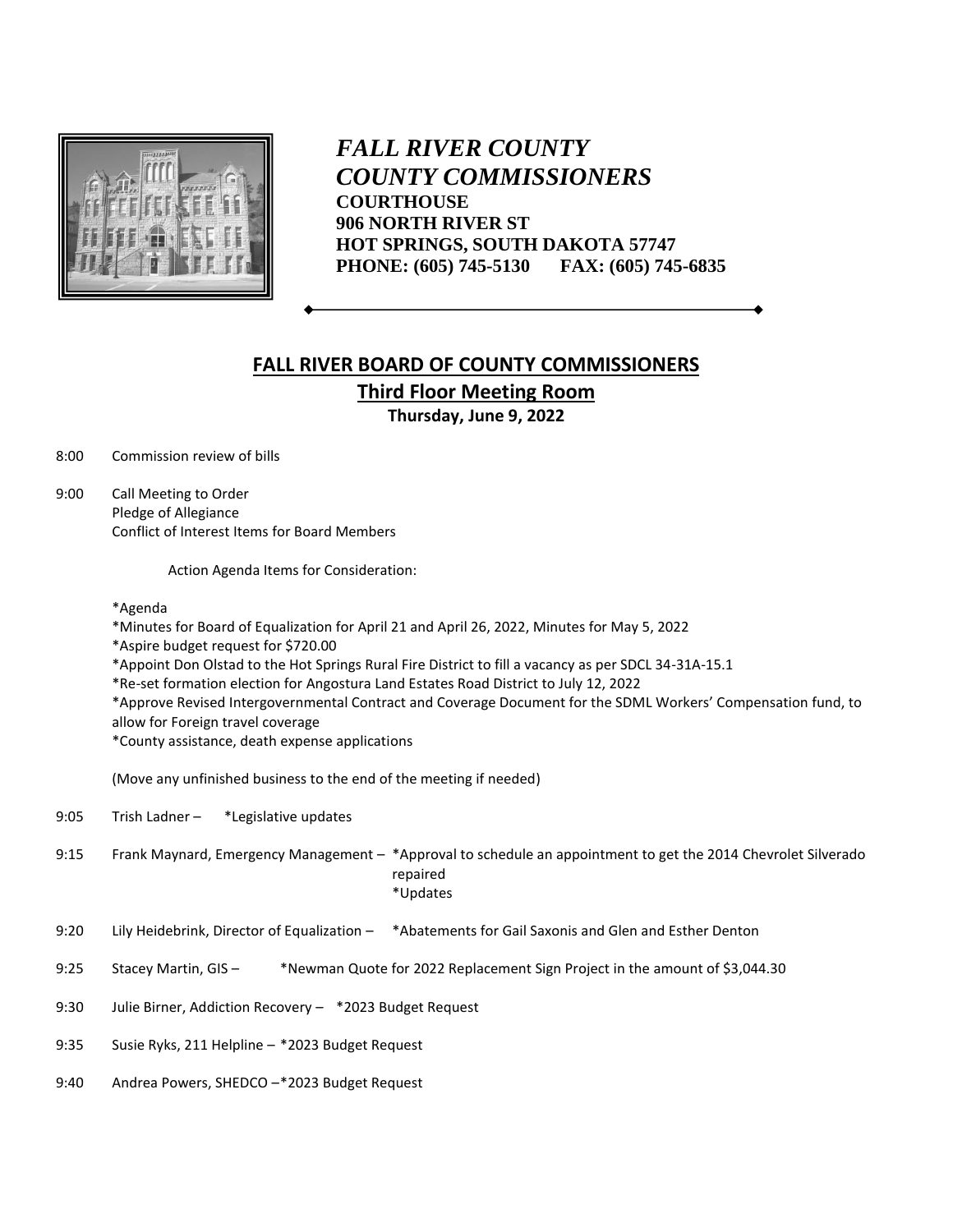*FALL RIVER COUNTY*
*COUNTY COMMISSIONERS*
**COURTHOUSE**
**906 NORTH RIVER ST**
**HOT SPRINGS, SOUTH DAKOTA 57747**
**PHONE: (605) 745-5130 FAX: (605) 745-6835**

## FALL RIVER BOARD OF COUNTY COMMISSIONERS

### Third Floor Meeting Room

**Thursday, June 9, 2022**

8:00 Commission review of bills

9:00 Call Meeting to Order
Pledge of Allegiance
Conflict of Interest Items for Board Members

Action Agenda Items for Consideration:

*Agenda
*Minutes for Board of Equalization for April 21 and April 26, 2022, Minutes for May 5, 2022
*Aspire budget request for $720.00
*Appoint Don Olstad to the Hot Springs Rural Fire District to fill a vacancy as per SDCL 34-31A-15.1
*Re-set formation election for Angostura Land Estates Road District to July 12, 2022
*Approve Revised Intergovernmental Contract and Coverage Document for the SDML Workers' Compensation fund, to allow for Foreign travel coverage
*County assistance, death expense applications

(Move any unfinished business to the end of the meeting if needed)

9:05 Trish Ladner – *Legislative updates

9:15 Frank Maynard, Emergency Management – *Approval to schedule an appointment to get the 2014 Chevrolet Silverado repaired
*Updates

9:20 Lily Heidebrink, Director of Equalization – *Abatements for Gail Saxonis and Glen and Esther Denton

9:25 Stacey Martin, GIS – *Newman Quote for 2022 Replacement Sign Project in the amount of $3,044.30

9:30 Julie Birner, Addiction Recovery – *2023 Budget Request

9:35 Susie Ryks, 211 Helpline – *2023 Budget Request

9:40 Andrea Powers, SHEDCO –*2023 Budget Request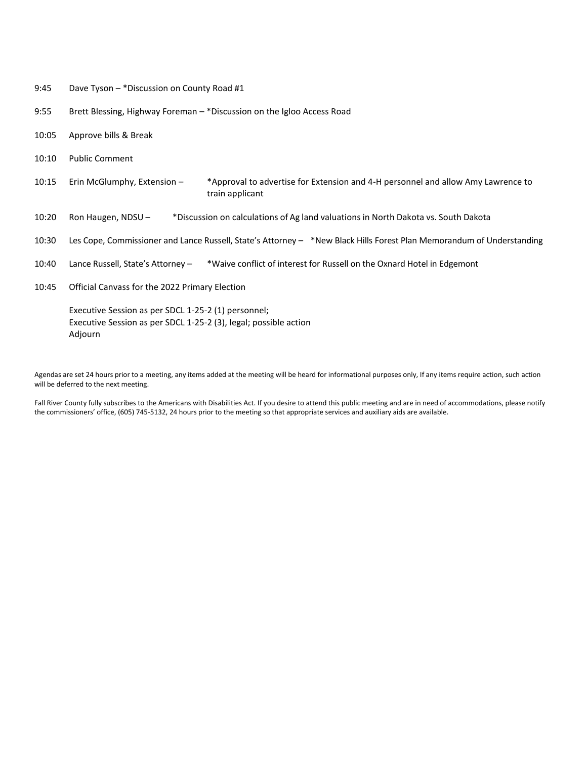9:45 Dave Tyson – *Discussion on County Road #1

9:55 Brett Blessing, Highway Foreman – *Discussion on the Igloo Access Road

10:05 Approve bills & Break

10:10 Public Comment

10:15 Erin McGlumphy, Extension – *Approval to advertise for Extension and 4-H personnel and allow Amy Lawrence to train applicant

10:20 Ron Haugen, NDSU – *Discussion on calculations of Ag land valuations in North Dakota vs. South Dakota

10:30 Les Cope, Commissioner and Lance Russell, State's Attorney – *New Black Hills Forest Plan Memorandum of Understanding

10:40 Lance Russell, State's Attorney – *Waive conflict of interest for Russell on the Oxnard Hotel in Edgemont

10:45 Official Canvass for the 2022 Primary Election

Executive Session as per SDCL 1-25-2 (1) personnel;
Executive Session as per SDCL 1-25-2 (3), legal; possible action
Adjourn

Agendas are set 24 hours prior to a meeting, any items added at the meeting will be heard for informational purposes only, If any items require action, such action will be deferred to the next meeting.

Fall River County fully subscribes to the Americans with Disabilities Act. If you desire to attend this public meeting and are in need of accommodations, please notify the commissioners' office, (605) 745-5132, 24 hours prior to the meeting so that appropriate services and auxiliary aids are available.